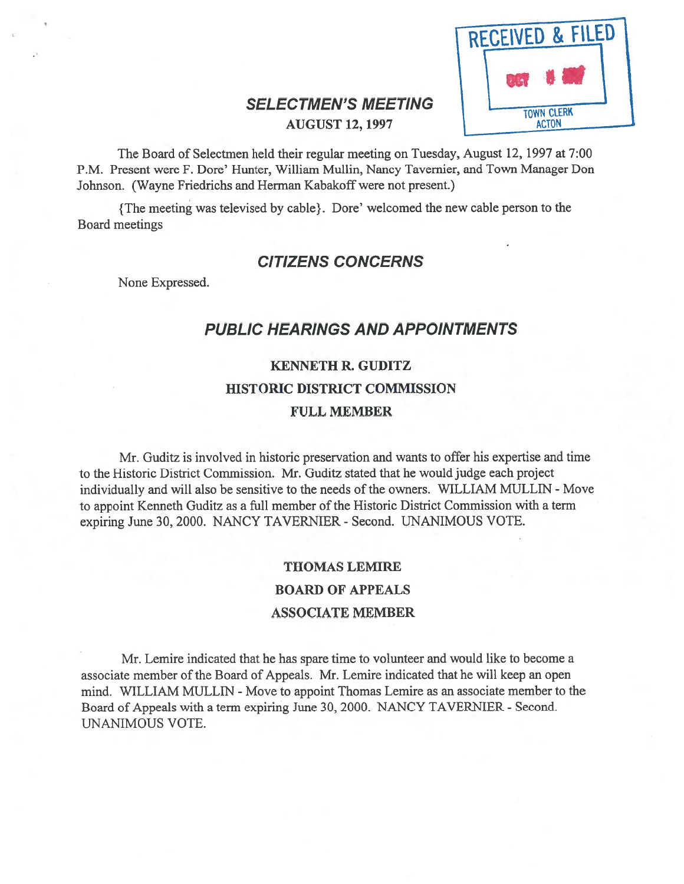RECEIVED & FILED

TOWN CLERK
ACTON

# SELECTMEN'S MEETING

**AUGUST 12, 1997**

The Board of Selectmen held their regular meeting on Tuesday, August 12, 1997 at 7:00 P.M. Present were F. Dore' Hunter, William Mullin, Nancy Tavernier, and Town Manager Don Johnson. (Wayne Friedrichs and Herman Kabakoff were not present.)

{The meeting was televised by cable}. Dore' welcomed the new cable person to the Board meetings

## CITIZENS CONCERNS

None Expressed.

## PUBLIC HEARINGS AND APPOINTMENTS

### KENNETH R. GUDITZ
### HISTORIC DISTRICT COMMISSION
### FULL MEMBER

Mr. Guditz is involved in historic preservation and wants to offer his expertise and time to the Historic District Commission. Mr. Guditz stated that he would judge each project individually and will also be sensitive to the needs of the owners. WILLIAM MULLIN - Move to appoint Kenneth Guditz as a full member of the Historic District Commission with a term expiring June 30, 2000. NANCY TAVERNIER - Second. UNANIMOUS VOTE.

### THOMAS LEMIRE
### BOARD OF APPEALS
### ASSOCIATE MEMBER

Mr. Lemire indicated that he has spare time to volunteer and would like to become a associate member of the Board of Appeals. Mr. Lemire indicated that he will keep an open mind. WILLIAM MULLIN - Move to appoint Thomas Lemire as an associate member to the Board of Appeals with a term expiring June 30, 2000. NANCY TAVERNIER - Second. UNANIMOUS VOTE.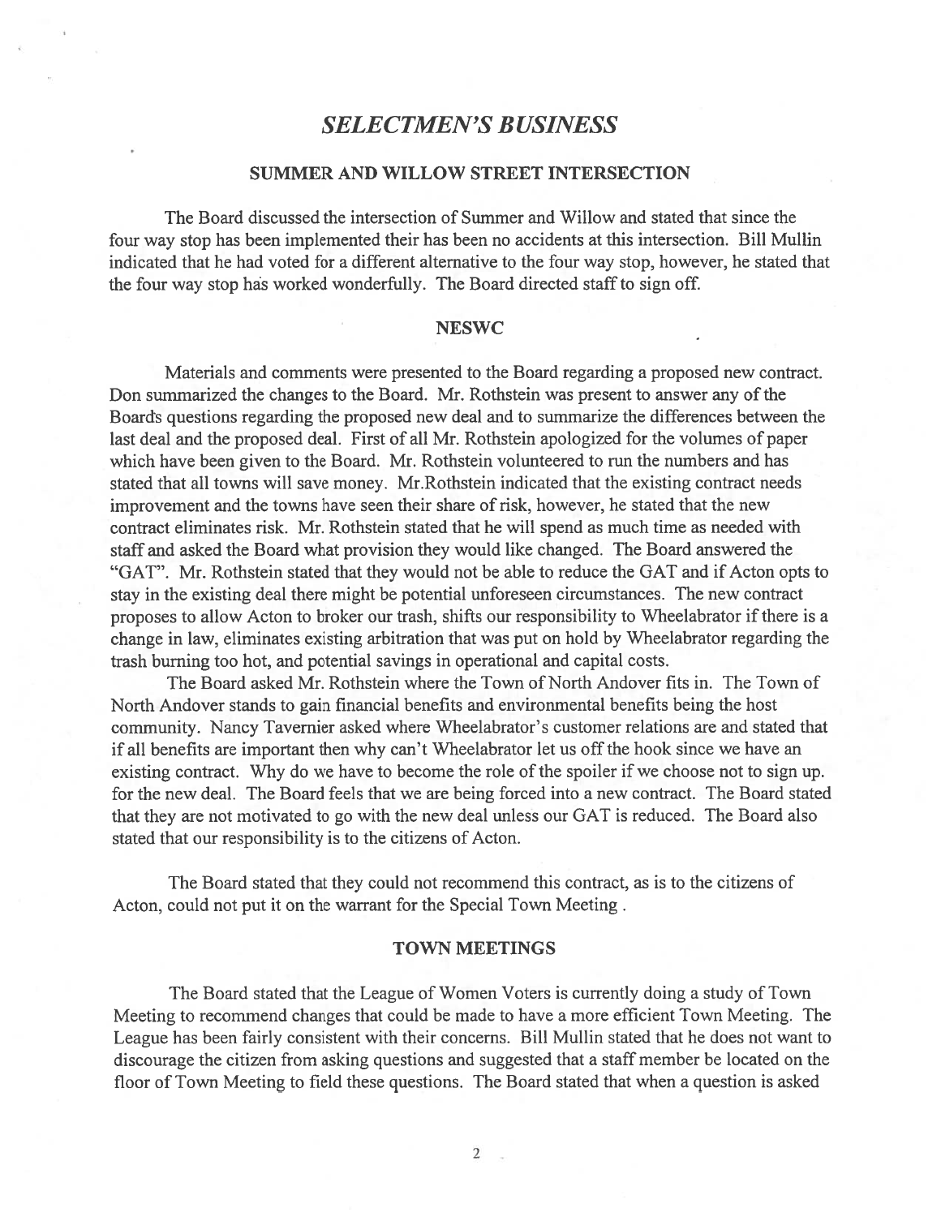# *SELECTMEN'S BUSINESS*

## SUMMER AND WILLOW STREET INTERSECTION

The Board discussed the intersection of Summer and Willow and stated that since the four way stop has been implemented their has been no accidents at this intersection. Bill Mullin indicated that he had voted for a different alternative to the four way stop, however, he stated that the four way stop has worked wonderfully. The Board directed staff to sign off.

## NESWC

Materials and comments were presented to the Board regarding a proposed new contract. Don summarized the changes to the Board. Mr. Rothstein was present to answer any of the Boards questions regarding the proposed new deal and to summarize the differences between the last deal and the proposed deal. First of all Mr. Rothstein apologized for the volumes of paper which have been given to the Board. Mr. Rothstein volunteered to run the numbers and has stated that all towns will save money. Mr.Rothstein indicated that the existing contract needs improvement and the towns have seen their share of risk, however, he stated that the new contract eliminates risk. Mr. Rothstein stated that he will spend as much time as needed with staff and asked the Board what provision they would like changed. The Board answered the "GAT". Mr. Rothstein stated that they would not be able to reduce the GAT and if Acton opts to stay in the existing deal there might be potential unforeseen circumstances. The new contract proposes to allow Acton to broker our trash, shifts our responsibility to Wheelabrator if there is a change in law, eliminates existing arbitration that was put on hold by Wheelabrator regarding the trash burning too hot, and potential savings in operational and capital costs.

The Board asked Mr. Rothstein where the Town of North Andover fits in. The Town of North Andover stands to gain financial benefits and environmental benefits being the host community. Nancy Tavernier asked where Wheelabrator's customer relations are and stated that if all benefits are important then why can't Wheelabrator let us off the hook since we have an existing contract. Why do we have to become the role of the spoiler if we choose not to sign up. for the new deal. The Board feels that we are being forced into a new contract. The Board stated that they are not motivated to go with the new deal unless our GAT is reduced. The Board also stated that our responsibility is to the citizens of Acton.

The Board stated that they could not recommend this contract, as is to the citizens of Acton, could not put it on the warrant for the Special Town Meeting .

## TOWN MEETINGS

The Board stated that the League of Women Voters is currently doing a study of Town Meeting to recommend changes that could be made to have a more efficient Town Meeting. The League has been fairly consistent with their concerns. Bill Mullin stated that he does not want to discourage the citizen from asking questions and suggested that a staff member be located on the floor of Town Meeting to field these questions. The Board stated that when a question is asked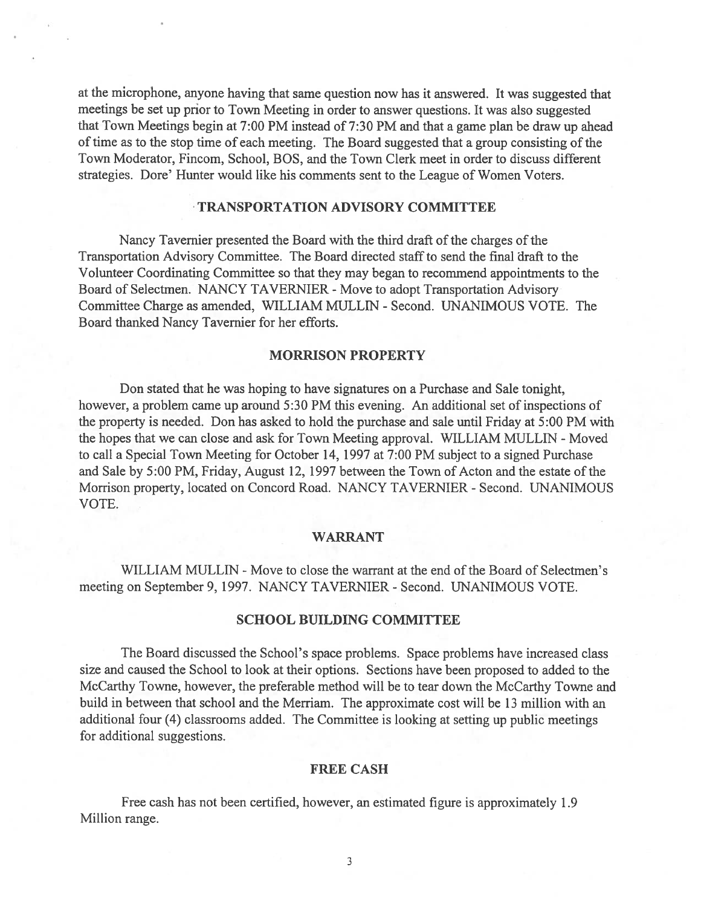at the microphone, anyone having that same question now has it answered. It was suggested that meetings be set up prior to Town Meeting in order to answer questions. It was also suggested that Town Meetings begin at 7:00 PM instead of 7:30 PM and that a game plan be draw up ahead of time as to the stop time of each meeting. The Board suggested that a group consisting of the Town Moderator, Fincom, School, BOS, and the Town Clerk meet in order to discuss different strategies. Dore' Hunter would like his comments sent to the League of Women Voters.

## TRANSPORTATION ADVISORY COMMITTEE

Nancy Tavernier presented the Board with the third draft of the charges of the Transportation Advisory Committee. The Board directed staff to send the final draft to the Volunteer Coordinating Committee so that they may began to recommend appointments to the Board of Selectmen. NANCY TAVERNIER - Move to adopt Transportation Advisory Committee Charge as amended, WILLIAM MULLIN - Second. UNANIMOUS VOTE. The Board thanked Nancy Tavernier for her efforts.

## MORRISON PROPERTY

Don stated that he was hoping to have signatures on a Purchase and Sale tonight, however, a problem came up around 5:30 PM this evening. An additional set of inspections of the property is needed. Don has asked to hold the purchase and sale until Friday at 5:00 PM with the hopes that we can close and ask for Town Meeting approval. WILLIAM MULLIN - Moved to call a Special Town Meeting for October 14, 1997 at 7:00 PM subject to a signed Purchase and Sale by 5:00 PM, Friday, August 12, 1997 between the Town of Acton and the estate of the Morrison property, located on Concord Road. NANCY TAVERNIER - Second. UNANIMOUS VOTE.

## WARRANT

WILLIAM MULLIN - Move to close the warrant at the end of the Board of Selectmen's meeting on September 9, 1997. NANCY TAVERNIER - Second. UNANIMOUS VOTE.

## SCHOOL BUILDING COMMITTEE

The Board discussed the School's space problems. Space problems have increased class size and caused the School to look at their options. Sections have been proposed to added to the McCarthy Towne, however, the preferable method will be to tear down the McCarthy Towne and build in between that school and the Merriam. The approximate cost will be 13 million with an additional four (4) classrooms added. The Committee is looking at setting up public meetings for additional suggestions.

## FREE CASH

Free cash has not been certified, however, an estimated figure is approximately 1.9 Million range.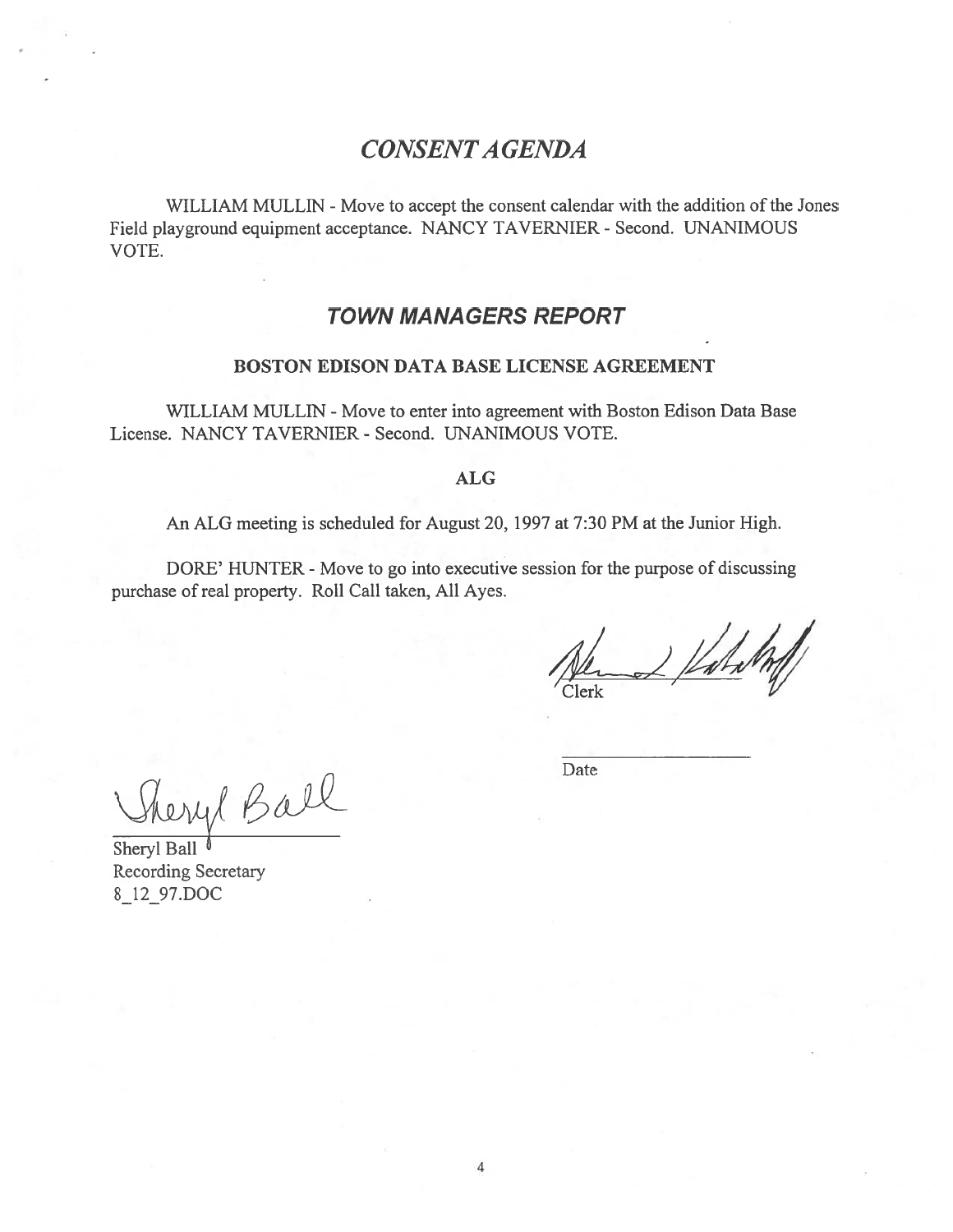## *CONSENT AGENDA*

WILLIAM MULLIN - Move to accept the consent calendar with the addition of the Jones Field playground equipment acceptance. NANCY TAVERNIER - Second. UNANIMOUS VOTE.

## ***TOWN MANAGERS REPORT***

### BOSTON EDISON DATA BASE LICENSE AGREEMENT

WILLIAM MULLIN - Move to enter into agreement with Boston Edison Data Base License. NANCY TAVERNIER - Second. UNANIMOUS VOTE.

### ALG

An ALG meeting is scheduled for August 20, 1997 at 7:30 PM at the Junior High.

DORE' HUNTER - Move to go into executive session for the purpose of discussing purchase of real property. Roll Call taken, All Ayes.

Clerk

Date

Sheryl Ball
Recording Secretary
8_12_97.DOC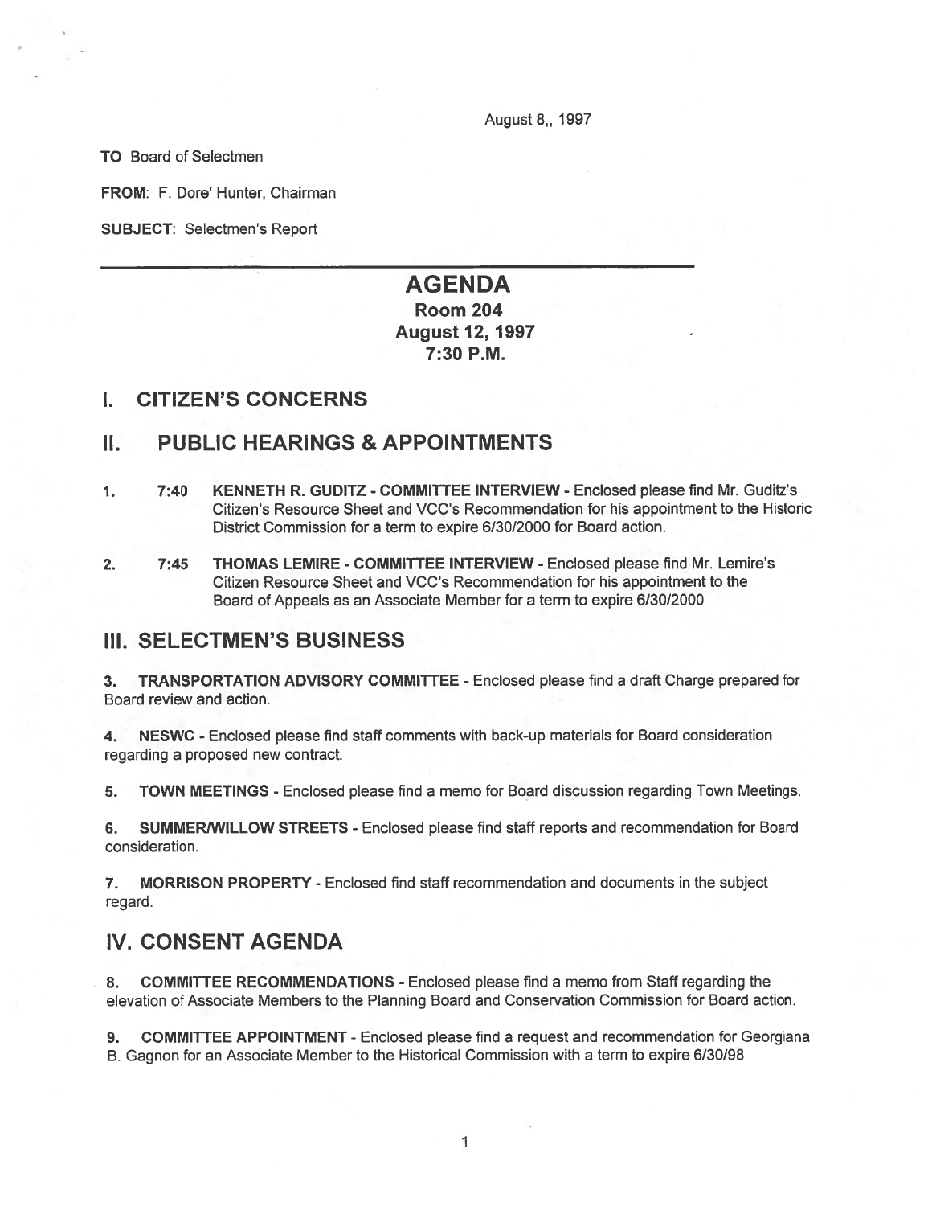August 8,, 1997

**TO** Board of Selectmen

**FROM**: F. Dore' Hunter, Chairman

**SUBJECT**: Selectmen's Report

---

# AGENDA

## Room 204
## August 12, 1997
## 7:30 P.M.

## I. CITIZEN'S CONCERNS

## II. PUBLIC HEARINGS & APPOINTMENTS

1. **7:40 KENNETH R. GUDITZ - COMMITTEE INTERVIEW** - Enclosed please find Mr. Guditz's Citizen's Resource Sheet and VCC's Recommendation for his appointment to the Historic District Commission for a term to expire 6/30/2000 for Board action.

2. **7:45 THOMAS LEMIRE - COMMITTEE INTERVIEW** - Enclosed please find Mr. Lemire's Citizen Resource Sheet and VCC's Recommendation for his appointment to the Board of Appeals as an Associate Member for a term to expire 6/30/2000

## III. SELECTMEN'S BUSINESS

3. **TRANSPORTATION ADVISORY COMMITTEE** - Enclosed please find a draft Charge prepared for Board review and action.

4. **NESWC** - Enclosed please find staff comments with back-up materials for Board consideration regarding a proposed new contract.

5. **TOWN MEETINGS** - Enclosed please find a memo for Board discussion regarding Town Meetings.

6. **SUMMER/WILLOW STREETS** - Enclosed please find staff reports and recommendation for Board consideration.

7. **MORRISON PROPERTY** - Enclosed find staff recommendation and documents in the subject regard.

## IV. CONSENT AGENDA

8. **COMMITTEE RECOMMENDATIONS** - Enclosed please find a memo from Staff regarding the elevation of Associate Members to the Planning Board and Conservation Commission for Board action.

9. **COMMITTEE APPOINTMENT** - Enclosed please find a request and recommendation for Georgiana B. Gagnon for an Associate Member to the Historical Commission with a term to expire 6/30/98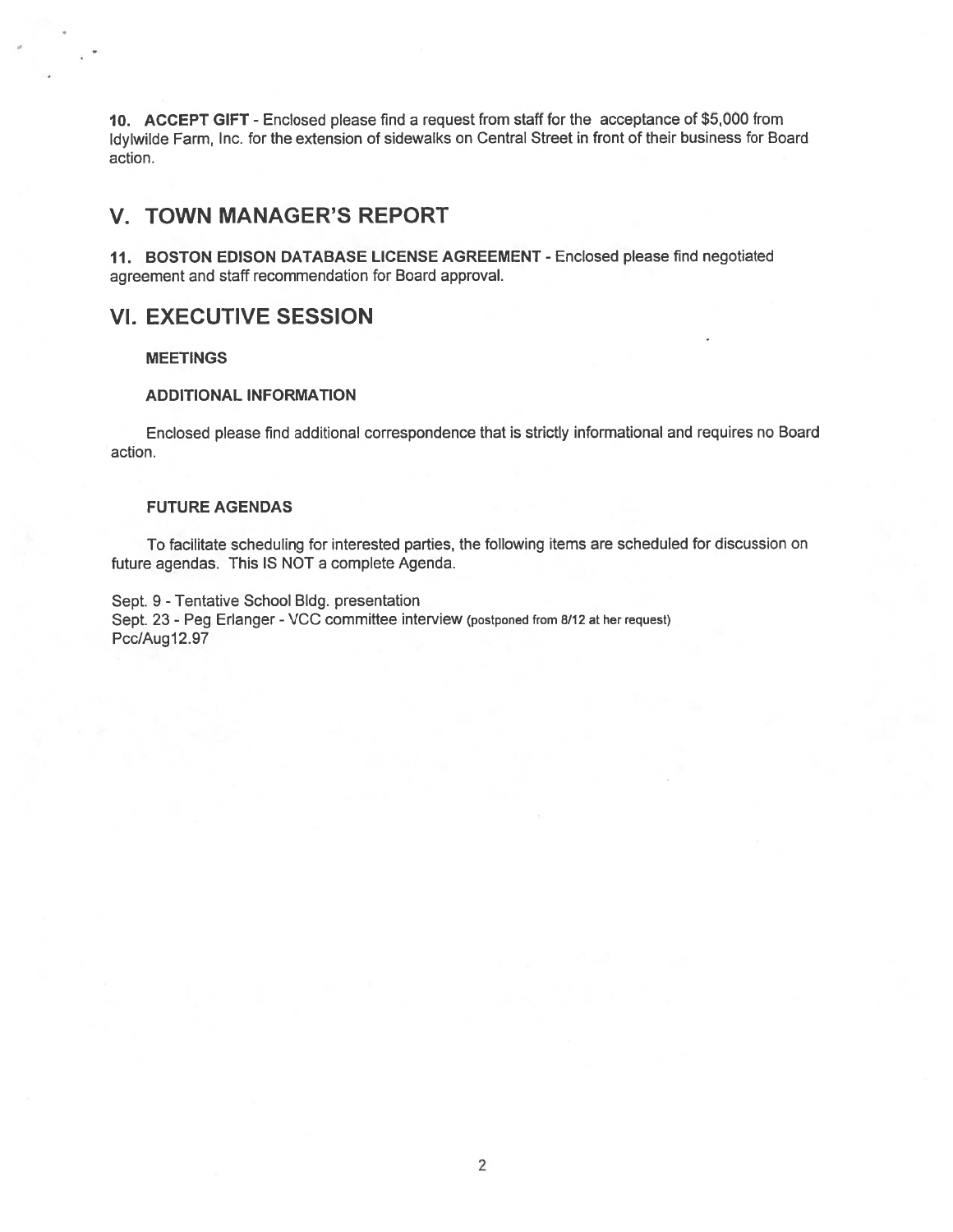**10. ACCEPT GIFT** - Enclosed please find a request from staff for the acceptance of $5,000 from Idylwilde Farm, Inc. for the extension of sidewalks on Central Street in front of their business for Board action.

## V. TOWN MANAGER'S REPORT

**11. BOSTON EDISON DATABASE LICENSE AGREEMENT** - Enclosed please find negotiated agreement and staff recommendation for Board approval.

## VI. EXECUTIVE SESSION

**MEETINGS**

**ADDITIONAL INFORMATION**

Enclosed please find additional correspondence that is strictly informational and requires no Board action.

**FUTURE AGENDAS**

To facilitate scheduling for interested parties, the following items are scheduled for discussion on future agendas. This IS NOT a complete Agenda.

Sept. 9 - Tentative School Bldg. presentation
Sept. 23 - Peg Erlanger - VCC committee interview (postponed from 8/12 at her request)
Pcc/Aug12.97